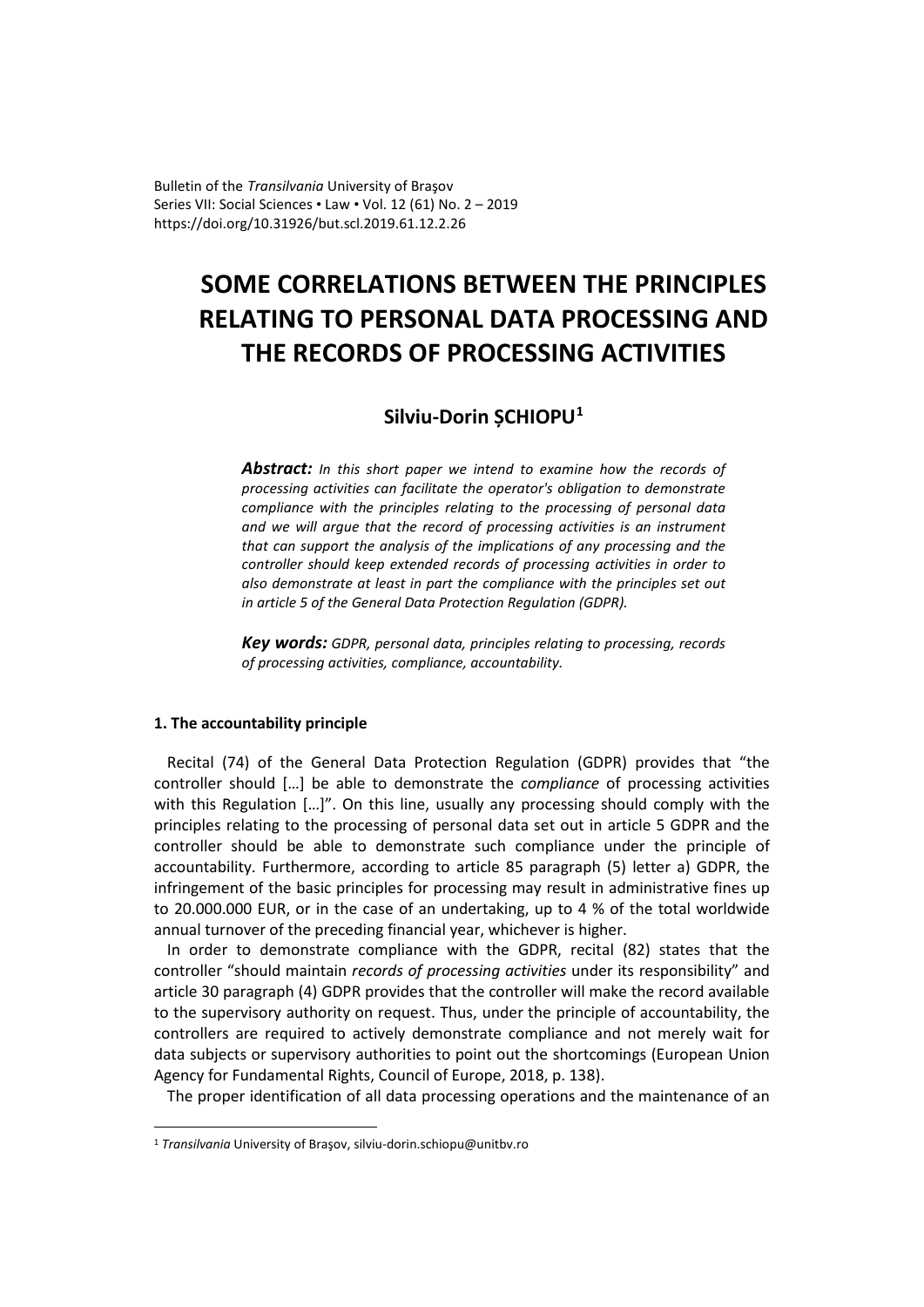Bulletin of the *Transilvania* University of Braşov
Series VII: Social Sciences • Law • Vol. 12 (61) No. 2 – 2019
https://doi.org/10.31926/but.scl.2019.61.12.2.26

# SOME CORRELATIONS BETWEEN THE PRINCIPLES RELATING TO PERSONAL DATA PROCESSING AND THE RECORDS OF PROCESSING ACTIVITIES

## Silviu-Dorin ȘCHIOPU[1]

***Abstract:*** *In this short paper we intend to examine how the records of processing activities can facilitate the operator's obligation to demonstrate compliance with the principles relating to the processing of personal data and we will argue that the record of processing activities is an instrument that can support the analysis of the implications of any processing and the controller should keep extended records of processing activities in order to also demonstrate at least in part the compliance with the principles set out in article 5 of the General Data Protection Regulation (GDPR).*

***Key words:*** *GDPR, personal data, principles relating to processing, records of processing activities, compliance, accountability.*

### 1. The accountability principle

Recital (74) of the General Data Protection Regulation (GDPR) provides that "the controller should […] be able to demonstrate the *compliance* of processing activities with this Regulation […]". On this line, usually any processing should comply with the principles relating to the processing of personal data set out in article 5 GDPR and the controller should be able to demonstrate such compliance under the principle of accountability. Furthermore, according to article 85 paragraph (5) letter a) GDPR, the infringement of the basic principles for processing may result in administrative fines up to 20.000.000 EUR, or in the case of an undertaking, up to 4 % of the total worldwide annual turnover of the preceding financial year, whichever is higher.

In order to demonstrate compliance with the GDPR, recital (82) states that the controller "should maintain *records of processing activities* under its responsibility" and article 30 paragraph (4) GDPR provides that the controller will make the record available to the supervisory authority on request. Thus, under the principle of accountability, the controllers are required to actively demonstrate compliance and not merely wait for data subjects or supervisory authorities to point out the shortcomings (European Union Agency for Fundamental Rights, Council of Europe, 2018, p. 138).

The proper identification of all data processing operations and the maintenance of an

---

[1] *Transilvania* University of Braşov, silviu-dorin.schiopu@unitbv.ro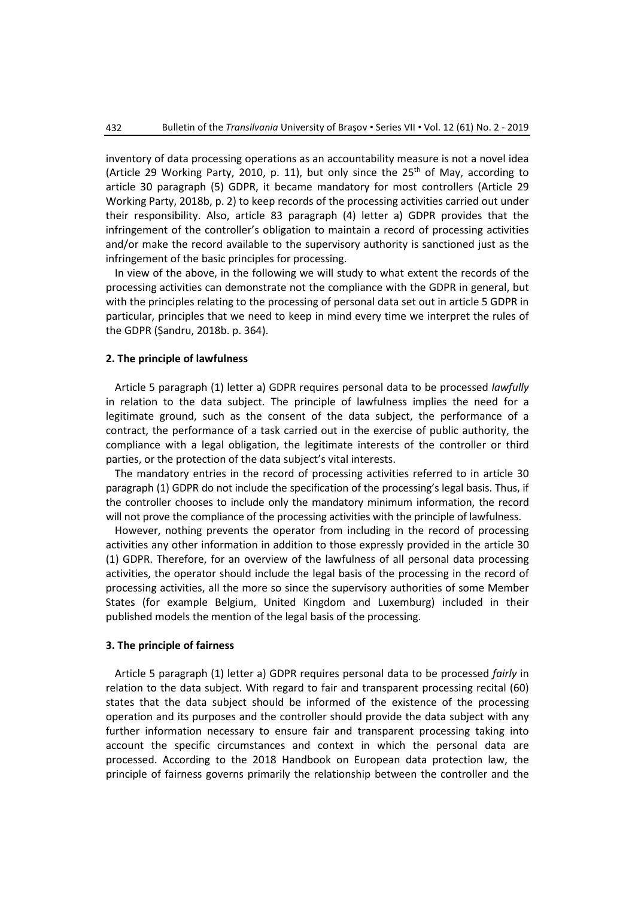inventory of data processing operations as an accountability measure is not a novel idea (Article 29 Working Party, 2010, p. 11), but only since the 25th of May, according to article 30 paragraph (5) GDPR, it became mandatory for most controllers (Article 29 Working Party, 2018b, p. 2) to keep records of the processing activities carried out under their responsibility. Also, article 83 paragraph (4) letter a) GDPR provides that the infringement of the controller's obligation to maintain a record of processing activities and/or make the record available to the supervisory authority is sanctioned just as the infringement of the basic principles for processing.

In view of the above, in the following we will study to what extent the records of the processing activities can demonstrate not the compliance with the GDPR in general, but with the principles relating to the processing of personal data set out in article 5 GDPR in particular, principles that we need to keep in mind every time we interpret the rules of the GDPR (Șandru, 2018b. p. 364).

## 2. The principle of lawfulness

Article 5 paragraph (1) letter a) GDPR requires personal data to be processed *lawfully* in relation to the data subject. The principle of lawfulness implies the need for a legitimate ground, such as the consent of the data subject, the performance of a contract, the performance of a task carried out in the exercise of public authority, the compliance with a legal obligation, the legitimate interests of the controller or third parties, or the protection of the data subject's vital interests.

The mandatory entries in the record of processing activities referred to in article 30 paragraph (1) GDPR do not include the specification of the processing's legal basis. Thus, if the controller chooses to include only the mandatory minimum information, the record will not prove the compliance of the processing activities with the principle of lawfulness.

However, nothing prevents the operator from including in the record of processing activities any other information in addition to those expressly provided in the article 30 (1) GDPR. Therefore, for an overview of the lawfulness of all personal data processing activities, the operator should include the legal basis of the processing in the record of processing activities, all the more so since the supervisory authorities of some Member States (for example Belgium, United Kingdom and Luxemburg) included in their published models the mention of the legal basis of the processing.

## 3. The principle of fairness

Article 5 paragraph (1) letter a) GDPR requires personal data to be processed *fairly* in relation to the data subject. With regard to fair and transparent processing recital (60) states that the data subject should be informed of the existence of the processing operation and its purposes and the controller should provide the data subject with any further information necessary to ensure fair and transparent processing taking into account the specific circumstances and context in which the personal data are processed. According to the 2018 Handbook on European data protection law, the principle of fairness governs primarily the relationship between the controller and the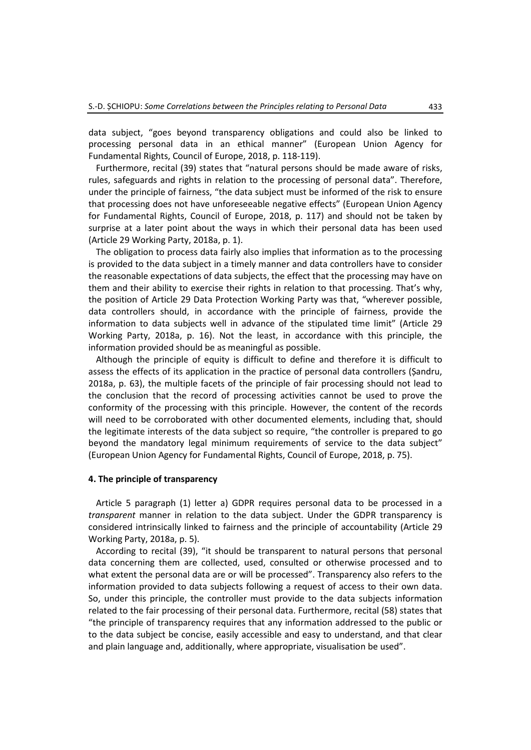data subject, "goes beyond transparency obligations and could also be linked to processing personal data in an ethical manner" (European Union Agency for Fundamental Rights, Council of Europe, 2018, p. 118-119).

Furthermore, recital (39) states that "natural persons should be made aware of risks, rules, safeguards and rights in relation to the processing of personal data". Therefore, under the principle of fairness, "the data subject must be informed of the risk to ensure that processing does not have unforeseeable negative effects" (European Union Agency for Fundamental Rights, Council of Europe, 2018, p. 117) and should not be taken by surprise at a later point about the ways in which their personal data has been used (Article 29 Working Party, 2018a, p. 1).

The obligation to process data fairly also implies that information as to the processing is provided to the data subject in a timely manner and data controllers have to consider the reasonable expectations of data subjects, the effect that the processing may have on them and their ability to exercise their rights in relation to that processing. That's why, the position of Article 29 Data Protection Working Party was that, "wherever possible, data controllers should, in accordance with the principle of fairness, provide the information to data subjects well in advance of the stipulated time limit" (Article 29 Working Party, 2018a, p. 16). Not the least, in accordance with this principle, the information provided should be as meaningful as possible.

Although the principle of equity is difficult to define and therefore it is difficult to assess the effects of its application in the practice of personal data controllers (Șandru, 2018a, p. 63), the multiple facets of the principle of fair processing should not lead to the conclusion that the record of processing activities cannot be used to prove the conformity of the processing with this principle. However, the content of the records will need to be corroborated with other documented elements, including that, should the legitimate interests of the data subject so require, "the controller is prepared to go beyond the mandatory legal minimum requirements of service to the data subject" (European Union Agency for Fundamental Rights, Council of Europe, 2018, p. 75).

## 4. The principle of transparency

Article 5 paragraph (1) letter a) GDPR requires personal data to be processed in a *transparent* manner in relation to the data subject. Under the GDPR transparency is considered intrinsically linked to fairness and the principle of accountability (Article 29 Working Party, 2018a, p. 5).

According to recital (39), "it should be transparent to natural persons that personal data concerning them are collected, used, consulted or otherwise processed and to what extent the personal data are or will be processed". Transparency also refers to the information provided to data subjects following a request of access to their own data. So, under this principle, the controller must provide to the data subjects information related to the fair processing of their personal data. Furthermore, recital (58) states that "the principle of transparency requires that any information addressed to the public or to the data subject be concise, easily accessible and easy to understand, and that clear and plain language and, additionally, where appropriate, visualisation be used".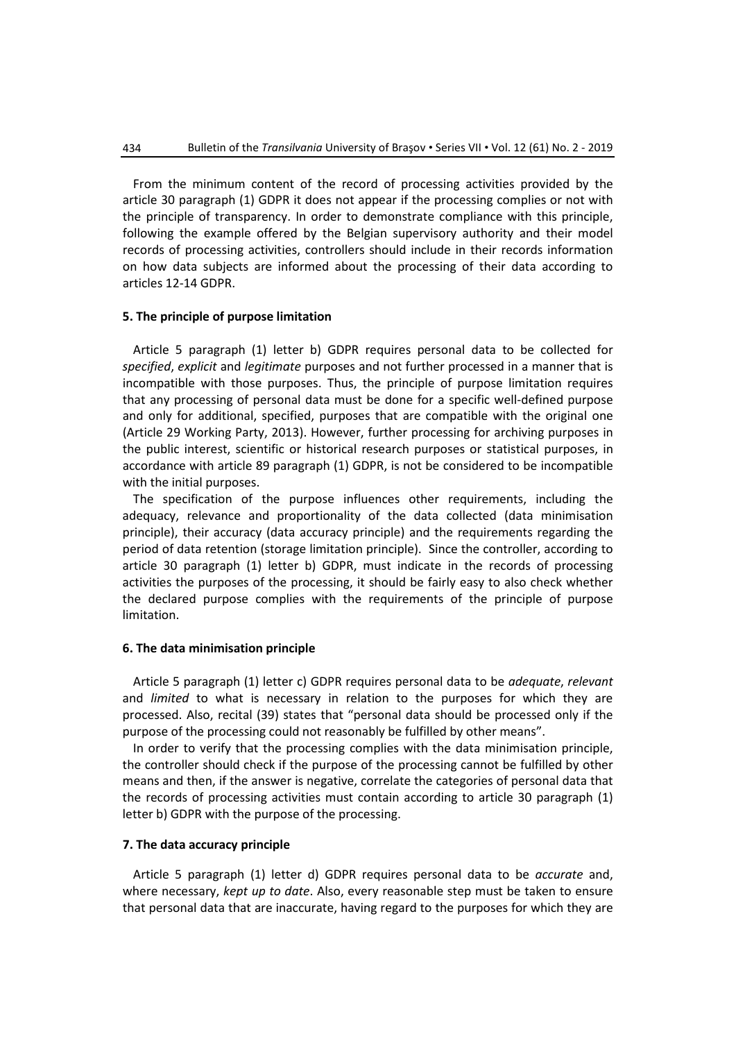From the minimum content of the record of processing activities provided by the article 30 paragraph (1) GDPR it does not appear if the processing complies or not with the principle of transparency. In order to demonstrate compliance with this principle, following the example offered by the Belgian supervisory authority and their model records of processing activities, controllers should include in their records information on how data subjects are informed about the processing of their data according to articles 12-14 GDPR.

### 5. The principle of purpose limitation

Article 5 paragraph (1) letter b) GDPR requires personal data to be collected for *specified*, *explicit* and *legitimate* purposes and not further processed in a manner that is incompatible with those purposes. Thus, the principle of purpose limitation requires that any processing of personal data must be done for a specific well-defined purpose and only for additional, specified, purposes that are compatible with the original one (Article 29 Working Party, 2013). However, further processing for archiving purposes in the public interest, scientific or historical research purposes or statistical purposes, in accordance with article 89 paragraph (1) GDPR, is not be considered to be incompatible with the initial purposes.

The specification of the purpose influences other requirements, including the adequacy, relevance and proportionality of the data collected (data minimisation principle), their accuracy (data accuracy principle) and the requirements regarding the period of data retention (storage limitation principle). Since the controller, according to article 30 paragraph (1) letter b) GDPR, must indicate in the records of processing activities the purposes of the processing, it should be fairly easy to also check whether the declared purpose complies with the requirements of the principle of purpose limitation.

### 6. The data minimisation principle

Article 5 paragraph (1) letter c) GDPR requires personal data to be *adequate*, *relevant* and *limited* to what is necessary in relation to the purposes for which they are processed. Also, recital (39) states that "personal data should be processed only if the purpose of the processing could not reasonably be fulfilled by other means".

In order to verify that the processing complies with the data minimisation principle, the controller should check if the purpose of the processing cannot be fulfilled by other means and then, if the answer is negative, correlate the categories of personal data that the records of processing activities must contain according to article 30 paragraph (1) letter b) GDPR with the purpose of the processing.

### 7. The data accuracy principle

Article 5 paragraph (1) letter d) GDPR requires personal data to be *accurate* and, where necessary, *kept up to date*. Also, every reasonable step must be taken to ensure that personal data that are inaccurate, having regard to the purposes for which they are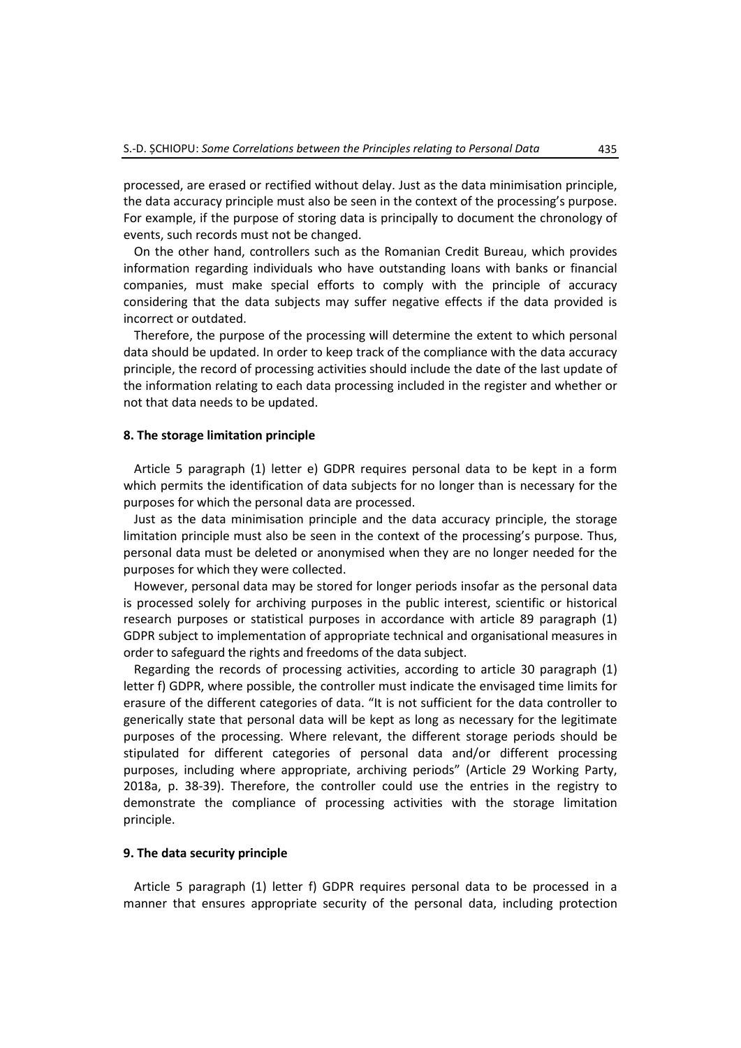processed, are erased or rectified without delay. Just as the data minimisation principle, the data accuracy principle must also be seen in the context of the processing's purpose. For example, if the purpose of storing data is principally to document the chronology of events, such records must not be changed.

On the other hand, controllers such as the Romanian Credit Bureau, which provides information regarding individuals who have outstanding loans with banks or financial companies, must make special efforts to comply with the principle of accuracy considering that the data subjects may suffer negative effects if the data provided is incorrect or outdated.

Therefore, the purpose of the processing will determine the extent to which personal data should be updated. In order to keep track of the compliance with the data accuracy principle, the record of processing activities should include the date of the last update of the information relating to each data processing included in the register and whether or not that data needs to be updated.

## 8. The storage limitation principle

Article 5 paragraph (1) letter e) GDPR requires personal data to be kept in a form which permits the identification of data subjects for no longer than is necessary for the purposes for which the personal data are processed.

Just as the data minimisation principle and the data accuracy principle, the storage limitation principle must also be seen in the context of the processing's purpose. Thus, personal data must be deleted or anonymised when they are no longer needed for the purposes for which they were collected.

However, personal data may be stored for longer periods insofar as the personal data is processed solely for archiving purposes in the public interest, scientific or historical research purposes or statistical purposes in accordance with article 89 paragraph (1) GDPR subject to implementation of appropriate technical and organisational measures in order to safeguard the rights and freedoms of the data subject.

Regarding the records of processing activities, according to article 30 paragraph (1) letter f) GDPR, where possible, the controller must indicate the envisaged time limits for erasure of the different categories of data. "It is not sufficient for the data controller to generically state that personal data will be kept as long as necessary for the legitimate purposes of the processing. Where relevant, the different storage periods should be stipulated for different categories of personal data and/or different processing purposes, including where appropriate, archiving periods" (Article 29 Working Party, 2018a, p. 38-39). Therefore, the controller could use the entries in the registry to demonstrate the compliance of processing activities with the storage limitation principle.

## 9. The data security principle

Article 5 paragraph (1) letter f) GDPR requires personal data to be processed in a manner that ensures appropriate security of the personal data, including protection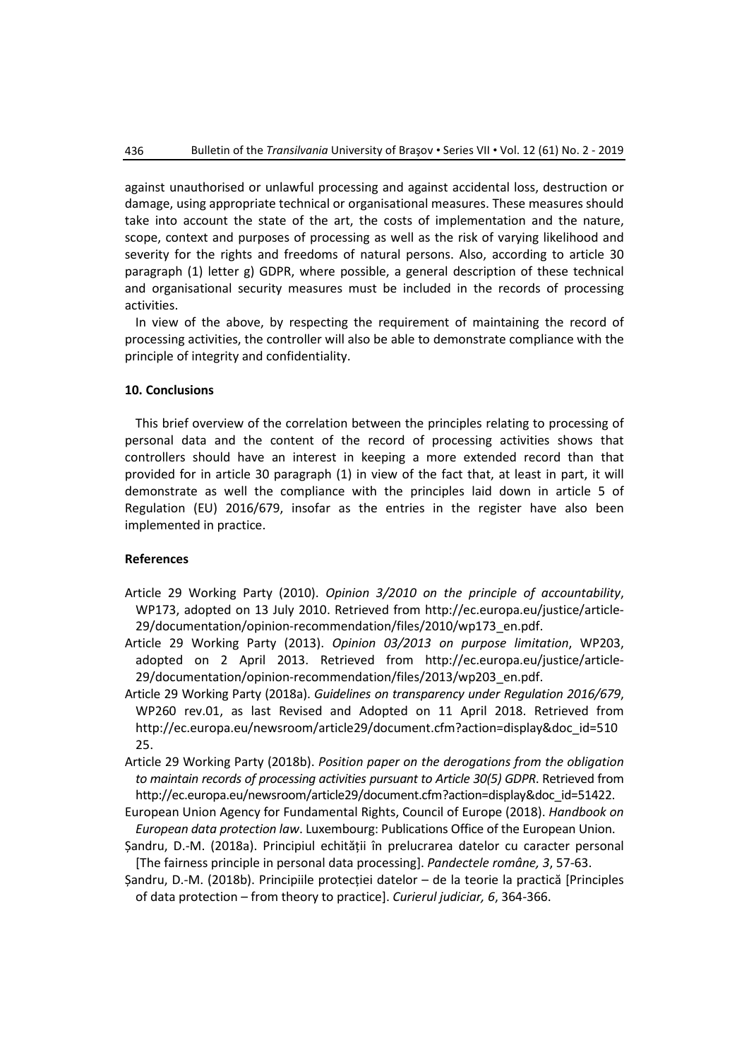against unauthorised or unlawful processing and against accidental loss, destruction or damage, using appropriate technical or organisational measures. These measures should take into account the state of the art, the costs of implementation and the nature, scope, context and purposes of processing as well as the risk of varying likelihood and severity for the rights and freedoms of natural persons. Also, according to article 30 paragraph (1) letter g) GDPR, where possible, a general description of these technical and organisational security measures must be included in the records of processing activities.

In view of the above, by respecting the requirement of maintaining the record of processing activities, the controller will also be able to demonstrate compliance with the principle of integrity and confidentiality.

## 10. Conclusions

This brief overview of the correlation between the principles relating to processing of personal data and the content of the record of processing activities shows that controllers should have an interest in keeping a more extended record than that provided for in article 30 paragraph (1) in view of the fact that, at least in part, it will demonstrate as well the compliance with the principles laid down in article 5 of Regulation (EU) 2016/679, insofar as the entries in the register have also been implemented in practice.

## References

Article 29 Working Party (2010). *Opinion 3/2010 on the principle of accountability*, WP173, adopted on 13 July 2010. Retrieved from http://ec.europa.eu/justice/article-29/documentation/opinion-recommendation/files/2010/wp173_en.pdf.

Article 29 Working Party (2013). *Opinion 03/2013 on purpose limitation*, WP203, adopted on 2 April 2013. Retrieved from http://ec.europa.eu/justice/article-29/documentation/opinion-recommendation/files/2013/wp203_en.pdf.

Article 29 Working Party (2018a). *Guidelines on transparency under Regulation 2016/679*, WP260 rev.01, as last Revised and Adopted on 11 April 2018. Retrieved from http://ec.europa.eu/newsroom/article29/document.cfm?action=display&doc_id=51025.

Article 29 Working Party (2018b). *Position paper on the derogations from the obligation to maintain records of processing activities pursuant to Article 30(5) GDPR*. Retrieved from http://ec.europa.eu/newsroom/article29/document.cfm?action=display&doc_id=51422.

European Union Agency for Fundamental Rights, Council of Europe (2018). *Handbook on European data protection law*. Luxembourg: Publications Office of the European Union.

Șandru, D.-M. (2018a). Principiul echității în prelucrarea datelor cu caracter personal [The fairness principle in personal data processing]. *Pandectele române, 3*, 57-63.

Șandru, D.-M. (2018b). Principiile protecției datelor – de la teorie la practică [Principles of data protection – from theory to practice]. *Curierul judiciar, 6*, 364-366.